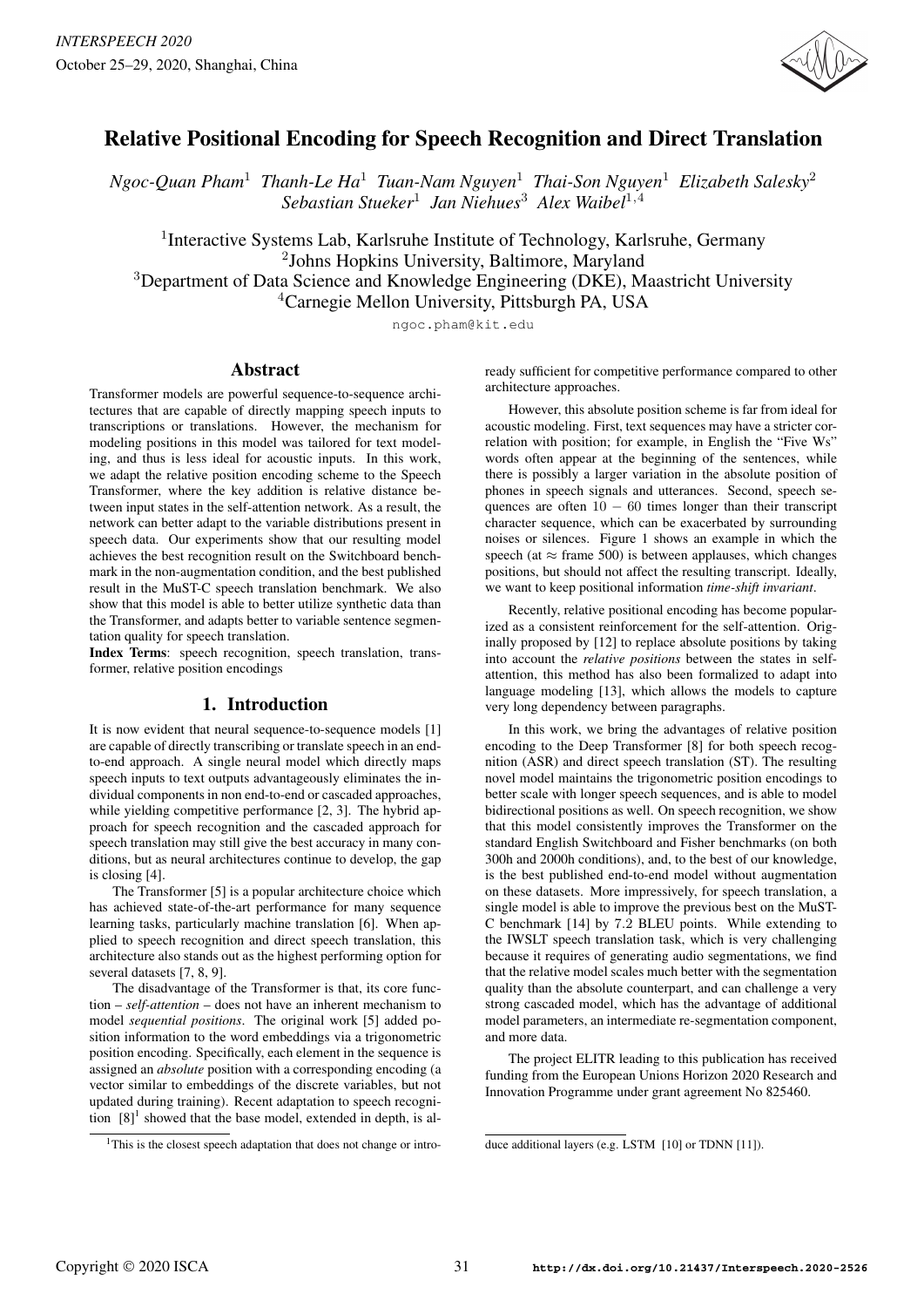# Relative Positional Encoding for Speech Recognition and Direct Translation

*Ngoc-Quan Pham*[1] *Thanh-Le Ha*[1] *Tuan-Nam Nguyen*[1] *Thai-Son Nguyen*[1] *Elizabeth Salesky*[2] *Sebastian Stueker*[1] *Jan Niehues*[3] *Alex Waibel*[1,4]

[1]Interactive Systems Lab, Karlsruhe Institute of Technology, Karlsruhe, Germany
[2]Johns Hopkins University, Baltimore, Maryland
[3]Department of Data Science and Knowledge Engineering (DKE), Maastricht University
[4]Carnegie Mellon University, Pittsburgh PA, USA

ngoc.pham@kit.edu

## Abstract

Transformer models are powerful sequence-to-sequence architectures that are capable of directly mapping speech inputs to transcriptions or translations. However, the mechanism for modeling positions in this model was tailored for text modeling, and thus is less ideal for acoustic inputs. In this work, we adapt the relative position encoding scheme to the Speech Transformer, where the key addition is relative distance between input states in the self-attention network. As a result, the network can better adapt to the variable distributions present in speech data. Our experiments show that our resulting model achieves the best recognition result on the Switchboard benchmark in the non-augmentation condition, and the best published result in the MuST-C speech translation benchmark. We also show that this model is able to better utilize synthetic data than the Transformer, and adapts better to variable sentence segmentation quality for speech translation.

**Index Terms**: speech recognition, speech translation, transformer, relative position encodings

## 1. Introduction

It is now evident that neural sequence-to-sequence models [1] are capable of directly transcribing or translate speech in an end-to-end approach. A single neural model which directly maps speech inputs to text outputs advantageously eliminates the individual components in non end-to-end or cascaded approaches, while yielding competitive performance [2, 3]. The hybrid approach for speech recognition and the cascaded approach for speech translation may still give the best accuracy in many conditions, but as neural architectures continue to develop, the gap is closing [4].

The Transformer [5] is a popular architecture choice which has achieved state-of-the-art performance for many sequence learning tasks, particularly machine translation [6]. When applied to speech recognition and direct speech translation, this architecture also stands out as the highest performing option for several datasets [7, 8, 9].

The disadvantage of the Transformer is that, its core function – *self-attention* – does not have an inherent mechanism to model *sequential positions*. The original work [5] added position information to the word embeddings via a trigonometric position encoding. Specifically, each element in the sequence is assigned an *absolute* position with a corresponding encoding (a vector similar to embeddings of the discrete variables, but not updated during training). Recent adaptation to speech recognition [8][1] showed that the base model, extended in depth, is already sufficient for competitive performance compared to other architecture approaches.

However, this absolute position scheme is far from ideal for acoustic modeling. First, text sequences may have a stricter correlation with position; for example, in English the "Five Ws" words often appear at the beginning of the sentences, while there is possibly a larger variation in the absolute position of phones in speech signals and utterances. Second, speech sequences are often $10 - 60$ times longer than their transcript character sequence, which can be exacerbated by surrounding noises or silences. Figure 1 shows an example in which the speech (at $\approx$ frame 500) is between applauses, which changes positions, but should not affect the resulting transcript. Ideally, we want to keep positional information *time-shift invariant*.

Recently, relative positional encoding has become popularized as a consistent reinforcement for the self-attention. Originally proposed by [12] to replace absolute positions by taking into account the *relative positions* between the states in self-attention, this method has also been formalized to adapt into language modeling [13], which allows the models to capture very long dependency between paragraphs.

In this work, we bring the advantages of relative position encoding to the Deep Transformer [8] for both speech recognition (ASR) and direct speech translation (ST). The resulting novel model maintains the trigonometric position encodings to better scale with longer speech sequences, and is able to model bidirectional positions as well. On speech recognition, we show that this model consistently improves the Transformer on the standard English Switchboard and Fisher benchmarks (on both 300h and 2000h conditions), and, to the best of our knowledge, is the best published end-to-end model without augmentation on these datasets. More impressively, for speech translation, a single model is able to improve the previous best on the MuST-C benchmark [14] by 7.2 BLEU points. While extending to the IWSLT speech translation task, which is very challenging because it requires of generating audio segmentations, we find that the relative model scales much better with the segmentation quality than the absolute counterpart, and can challenge a very strong cascaded model, which has the advantage of additional model parameters, an intermediate re-segmentation component, and more data.

The project ELITR leading to this publication has received funding from the European Unions Horizon 2020 Research and Innovation Programme under grant agreement No 825460.

[1]This is the closest speech adaptation that does not change or introduce additional layers (e.g. LSTM [10] or TDNN [11]).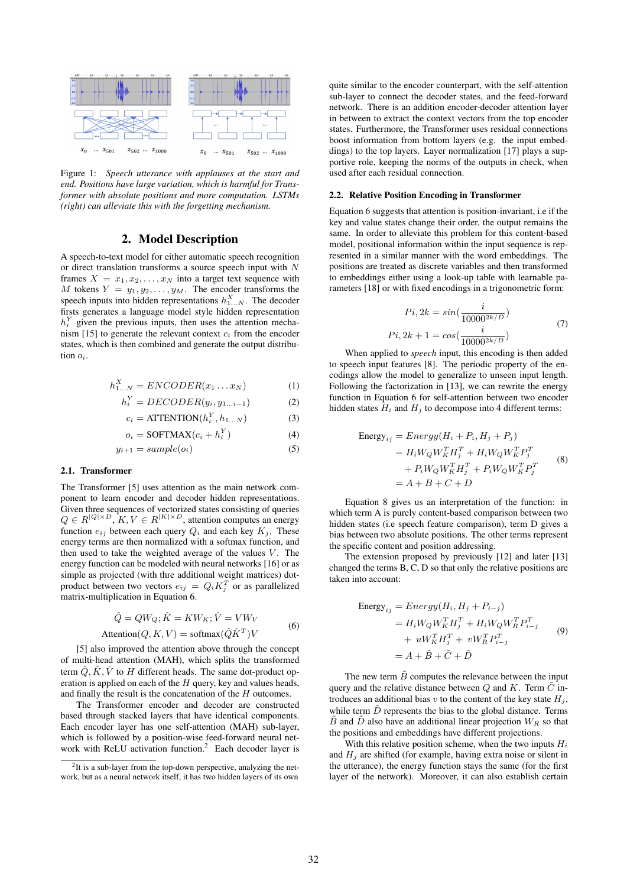Figure 1: *Speech utterance with applauses at the start and end. Positions have large variation, which is harmful for Transformer with absolute positions and more computation. LSTMs (right) can alleviate this with the forgetting mechanism.*

## 2. Model Description

A speech-to-text model for either automatic speech recognition or direct translation transforms a source speech input with $N$ frames $X = x_1, x_2, \ldots, x_N$ into a target text sequence with $M$ tokens $Y = y_1, y_2, \ldots, y_M$. The encoder transforms the speech inputs into hidden representations $h^X_{1\ldots N}$. The decoder firsts generates a language model style hidden representation $h^Y_i$ given the previous inputs, then uses the attention mechanism [15] to generate the relevant context $c_i$ from the encoder states, which is then combined and generate the output distribution $o_i$.

$$h^X_{1\ldots N} = ENCODER(x_1 \ldots x_N) \tag{1}$$

$$h^Y_i = DECODER(y_i, y_{1\ldots i-1}) \tag{2}$$

$$c_i = \text{ATTENTION}(h^Y_i, h_{1\ldots N}) \tag{3}$$

$$o_i = \text{SOFTMAX}(c_i + h^Y_i) \tag{4}$$

$$y_{i+1} = sample(o_i) \tag{5}$$

### 2.1. Transformer

The Transformer [5] uses attention as the main network component to learn encoder and decoder hidden representations. Given three sequences of vectorized states consisting of queries $Q \in R^{|Q| \times D}$, $K, V \in R^{|K| \times D}$, attention computes an energy function $e_{ij}$ between each query $Q_i$ and each key $K_j$. These energy terms are then normalized with a softmax function, and then used to take the weighted average of the values $V$. The energy function can be modeled with neural networks [16] or as simple as projected (with thre additional weight matrices) dot-product between two vectors $e_{ij} = Q_i K^T_j$ or as parallelized matrix-multiplication in Equation 6.

$$\hat{Q} = QW_Q; \hat{K} = KW_K; \hat{V} = VW_V$$
$$\text{Attention}(Q, K, V) = \text{softmax}(\hat{Q}\hat{K}^T)V \tag{6}$$

[5] also improved the attention above through the concept of multi-head attention (MAH), which splits the transformed term $\hat{Q}, \hat{K}, \hat{V}$ to $H$ different heads. The same dot-product operation is applied on each of the $H$ query, key and values heads, and finally the result is the concatenation of the $H$ outcomes.

The Transformer encoder and decoder are constructed based through stacked layers that have identical components. Each encoder layer has one self-attention (MAH) sub-layer, which is followed by a position-wise feed-forward neural network with ReLU activation function.[2] Each decoder layer is quite similar to the encoder counterpart, with the self-attention sub-layer to connect the decoder states, and the feed-forward network. There is an addition encoder-decoder attention layer in between to extract the context vectors from the top encoder states. Furthermore, the Transformer uses residual connections boost information from bottom layers (e.g. the input embeddings) to the top layers. Layer normalization [17] plays a supportive role, keeping the norms of the outputs in check, when used after each residual connection.

[2] It is a sub-layer from the top-down perspective, analyzing the network, but as a neural network itself, it has two hidden layers of its own

### 2.2. Relative Position Encoding in Transformer

Equation 6 suggests that attention is position-invariant, i.e if the key and value states change their order, the output remains the same. In order to alleviate this problem for this content-based model, positional information within the input sequence is represented in a similar manner with the word embeddings. The positions are treated as discrete variables and then transformed to embeddings either using a look-up table with learnable parameters [18] or with fixed encodings in a trigonometric form:

$$Pi, 2k = sin(\frac{i}{10000^{2k/D}})$$
$$Pi, 2k + 1 = cos(\frac{i}{10000^{2k/D}}) \tag{7}$$

When applied to *speech* input, this encoding is then added to speech input features [8]. The periodic property of the encodings allow the model to generalize to unseen input length. Following the factorization in [13], we can rewrite the energy function in Equation 6 for self-attention between two encoder hidden states $H_i$ and $H_j$ to decompose into 4 different terms:

$$\begin{aligned}
\text{Energy}_{ij} &= Energy(H_i + P_i, H_j + P_j) \\
&= H_i W_Q W^T_K H^T_j + H_i W_Q W^T_K P^T_j \\
&\quad + P_i W_Q W^T_K H^T_j + P_i W_Q W^T_K P^T_j \\
&= A + B + C + D
\end{aligned} \tag{8}$$

Equation 8 gives us an interpretation of the function: in which term A is purely content-based comparison between two hidden states (i.e speech feature comparison), term D gives a bias between two absolute positions. The other terms represent the specific content and position addressing.

The extension proposed by previously [12] and later [13] changed the terms B, C, D so that only the relative positions are taken into account:

$$\begin{aligned}
\text{Energy}_{ij} &= Energy(H_i, H_j + P_{i-j}) \\
&= H_i W_Q W^T_K H^T_j + H_i W_Q W^T_R P^T_{i-j} \\
&\quad + u W^T_K H^T_j + v W^T_R P^T_{i-j} \\
&= A + \tilde{B} + \tilde{C} + \tilde{D}
\end{aligned} \tag{9}$$

The new term $\tilde{B}$ computes the relevance between the input query and the relative distance between $Q$ and $K$. Term $\tilde{C}$ introduces an additional bias $v$ to the content of the key state $H_j$, while term $\tilde{D}$ represents the bias to the global distance. Terms $\tilde{B}$ and $\tilde{D}$ also have an additional linear projection $W_R$ so that the positions and embeddings have different projections.

With this relative position scheme, when the two inputs $H_i$ and $H_j$ are shifted (for example, having extra noise or silent in the utterance), the energy function stays the same (for the first layer of the network). Moreover, it can also establish certain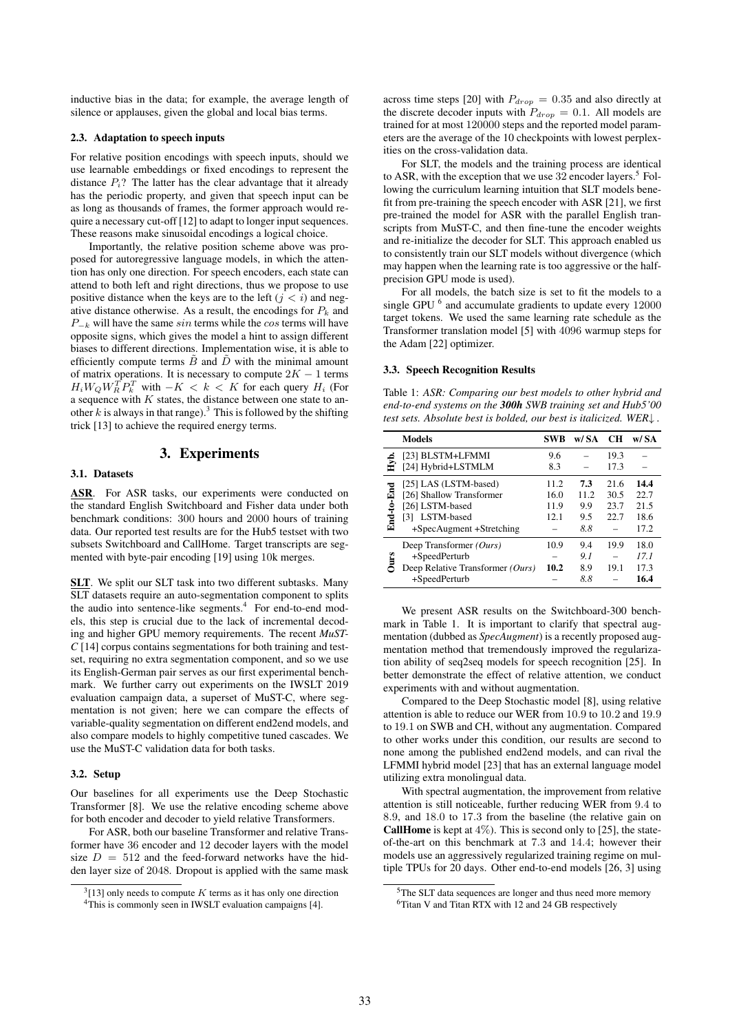inductive bias in the data; for example, the average length of silence or applauses, given the global and local bias terms.

### 2.3. Adaptation to speech inputs

For relative position encodings with speech inputs, should we use learnable embeddings or fixed encodings to represent the distance $P_i$? The latter has the clear advantage that it already has the periodic property, and given that speech input can be as long as thousands of frames, the former approach would require a necessary cut-off [12] to adapt to longer input sequences. These reasons make sinusoidal encodings a logical choice.

Importantly, the relative position scheme above was proposed for autoregressive language models, in which the attention has only one direction. For speech encoders, each state can attend to both left and right directions, thus we propose to use positive distance when the keys are to the left ($j < i$) and negative distance otherwise. As a result, the encodings for $P_k$ and $P_{-k}$ will have the same $sin$ terms while the $cos$ terms will have opposite signs, which gives the model a hint to assign different biases to different directions. Implementation wise, it is able to efficiently compute terms $\tilde{B}$ and $\tilde{D}$ with the minimal amount of matrix operations. It is necessary to compute $2K - 1$ terms $H_i W_Q W_R^T P_k^T$ with $-K < k < K$ for each query $H_i$ (For a sequence with $K$ states, the distance between one state to another $k$ is always in that range).[3] This is followed by the shifting trick [13] to achieve the required energy terms.

## 3. Experiments

### 3.1. Datasets

**ASR**. For ASR tasks, our experiments were conducted on the standard English Switchboard and Fisher data under both benchmark conditions: 300 hours and 2000 hours of training data. Our reported test results are for the Hub5 testset with two subsets Switchboard and CallHome. Target transcripts are segmented with byte-pair encoding [19] using 10k merges.

**SLT**. We split our SLT task into two different subtasks. Many SLT datasets require an auto-segmentation component to splits the audio into sentence-like segments.[4] For end-to-end models, this step is crucial due to the lack of incremental decoding and higher GPU memory requirements. The recent *MuST-C* [14] corpus contains segmentations for both training and testset, requiring no extra segmentation component, and so we use its English-German pair serves as our first experimental benchmark. We further carry out experiments on the IWSLT 2019 evaluation campaign data, a superset of MuST-C, where segmentation is not given; here we can compare the effects of variable-quality segmentation on different end2end models, and also compare models to highly competitive tuned cascades. We use the MuST-C validation data for both tasks.

### 3.2. Setup

Our baselines for all experiments use the Deep Stochastic Transformer [8]. We use the relative encoding scheme above for both encoder and decoder to yield relative Transformers.

For ASR, both our baseline Transformer and relative Transformer have 36 encoder and 12 decoder layers with the model size $D = 512$ and the feed-forward networks have the hidden layer size of 2048. Dropout is applied with the same mask across time steps [20] with $P_{drop} = 0.35$ and also directly at the discrete decoder inputs with $P_{drop} = 0.1$. All models are trained for at most 120000 steps and the reported model parameters are the average of the 10 checkpoints with lowest perplexities on the cross-validation data.

For SLT, the models and the training process are identical to ASR, with the exception that we use 32 encoder layers.[5] Following the curriculum learning intuition that SLT models benefit from pre-training the speech encoder with ASR [21], we first pre-trained the model for ASR with the parallel English transcripts from MuST-C, and then fine-tune the encoder weights and re-initialize the decoder for SLT. This approach enabled us to consistently train our SLT models without divergence (which may happen when the learning rate is too aggressive or the half-precision GPU mode is used).

For all models, the batch size is set to fit the models to a single GPU [6] and accumulate gradients to update every 12000 target tokens. We used the same learning rate schedule as the Transformer translation model [5] with 4096 warmup steps for the Adam [22] optimizer.

### 3.3. Speech Recognition Results

Table 1: *ASR: Comparing our best models to other hybrid and end-to-end systems on the* ***300h*** *SWB training set and Hub5'00 test sets. Absolute best is bolded, our best is italicized. WER↓.*

| | Models | SWB | w/ SA | CH | w/ SA |
|---|---|---|---|---|---|
| Hyb. | [23] BLSTM+LFMMI | 9.6 | – | 19.3 | – |
| | [24] Hybrid+LSTMLM | 8.3 | – | 17.3 | – |
| End-to-End | [25] LAS (LSTM-based) | 11.2 | **7.3** | 21.6 | **14.4** |
| | [26] Shallow Transformer | 16.0 | 11.2 | 30.5 | 22.7 |
| | [26] LSTM-based | 11.9 | 9.9 | 23.7 | 21.5 |
| | [3] LSTM-based | 12.1 | 9.5 | 22.7 | 18.6 |
| | +SpecAugment +Stretching | – | *8.8* | – | 17.2 |
| Ours | Deep Transformer *(Ours)* | 10.9 | 9.4 | 19.9 | 18.0 |
| | +SpeedPerturb | – | *9.1* | – | *17.1* |
| | Deep Relative Transformer *(Ours)* | **10.2** | 8.9 | 19.1 | 17.3 |
| | +SpeedPerturb | – | *8.8* | – | **16.4** |

We present ASR results on the Switchboard-300 benchmark in Table 1. It is important to clarify that spectral augmentation (dubbed as *SpecAugment*) is a recently proposed augmentation method that tremendously improved the regularization ability of seq2seq models for speech recognition [25]. In better demonstrate the effect of relative attention, we conduct experiments with and without augmentation.

Compared to the Deep Stochastic model [8], using relative attention is able to reduce our WER from 10.9 to 10.2 and 19.9 to 19.1 on SWB and CH, without any augmentation. Compared to other works under this condition, our results are second to none among the published end2end models, and can rival the LFMMI hybrid model [23] that has an external language model utilizing extra monolingual data.

With spectral augmentation, the improvement from relative attention is still noticeable, further reducing WER from 9.4 to 8.9, and 18.0 to 17.3 from the baseline (the relative gain on **CallHome** is kept at 4%). This is second only to [25], the state-of-the-art on this benchmark at 7.3 and 14.4; however their models use an aggressively regularized training regime on multiple TPUs for 20 days. Other end-to-end models [26, 3] using

[3] [13] only needs to compute $K$ terms as it has only one direction

[4] This is commonly seen in IWSLT evaluation campaigns [4].

[5] The SLT data sequences are longer and thus need more memory

[6] Titan V and Titan RTX with 12 and 24 GB respectively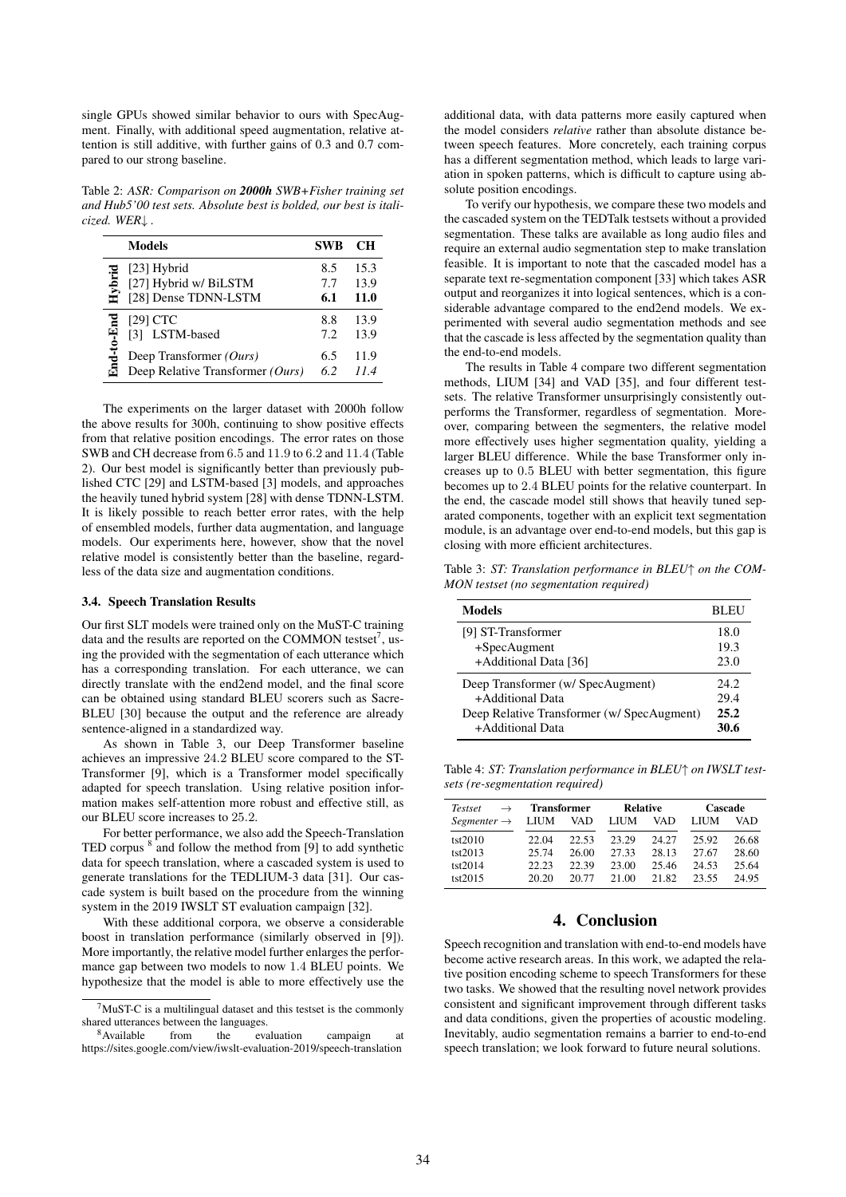single GPUs showed similar behavior to ours with SpecAugment. Finally, with additional speed augmentation, relative attention is still additive, with further gains of 0.3 and 0.7 compared to our strong baseline.

Table 2: *ASR: Comparison on **2000h** SWB+Fisher training set and Hub5'00 test sets. Absolute best is bolded, our best is italicized. WER↓.*

| | Models | SWB | CH |
|---|---|---|---|
| Hybrid | [23] Hybrid | 8.5 | 15.3 |
| | [27] Hybrid w/ BiLSTM | 7.7 | 13.9 |
| | [28] Dense TDNN-LSTM | **6.1** | **11.0** |
| End-to-End | [29] CTC | 8.8 | 13.9 |
| | [3] LSTM-based | 7.2 | 13.9 |
| | Deep Transformer *(Ours)* | 6.5 | 11.9 |
| | Deep Relative Transformer *(Ours)* | *6.2* | *11.4* |

The experiments on the larger dataset with 2000h follow the above results for 300h, continuing to show positive effects from that relative position encodings. The error rates on those SWB and CH decrease from 6.5 and 11.9 to 6.2 and 11.4 (Table 2). Our best model is significantly better than previously published CTC [29] and LSTM-based [3] models, and approaches the heavily tuned hybrid system [28] with dense TDNN-LSTM. It is likely possible to reach better error rates, with the help of ensembled models, further data augmentation, and language models. Our experiments here, however, show that the novel relative model is consistently better than the baseline, regardless of the data size and augmentation conditions.

### 3.4. Speech Translation Results

Our first SLT models were trained only on the MuST-C training data and the results are reported on the COMMON testset[7], using the provided with the segmentation of each utterance which has a corresponding translation. For each utterance, we can directly translate with the end2end model, and the final score can be obtained using standard BLEU scorers such as SacreBLEU [30] because the output and the reference are already sentence-aligned in a standardized way.

As shown in Table 3, our Deep Transformer baseline achieves an impressive 24.2 BLEU score compared to the ST-Transformer [9], which is a Transformer model specifically adapted for speech translation. Using relative position information makes self-attention more robust and effective still, as our BLEU score increases to 25.2.

For better performance, we also add the Speech-Translation TED corpus [8] and follow the method from [9] to add synthetic data for speech translation, where a cascaded system is used to generate translations for the TEDLIUM-3 data [31]. Our cascade system is built based on the procedure from the winning system in the 2019 IWSLT ST evaluation campaign [32].

With these additional corpora, we observe a considerable boost in translation performance (similarly observed in [9]). More importantly, the relative model further enlarges the performance gap between two models to now 1.4 BLEU points. We hypothesize that the model is able to more effectively use the additional data, with data patterns more easily captured when the model considers *relative* rather than absolute distance between speech features. More concretely, each training corpus has a different segmentation method, which leads to large variation in spoken patterns, which is difficult to capture using absolute position encodings.

To verify our hypothesis, we compare these two models and the cascaded system on the TEDTalk testsets without a provided segmentation. These talks are available as long audio files and require an external audio segmentation step to make translation feasible. It is important to note that the cascaded model has a separate text re-segmentation component [33] which takes ASR output and reorganizes it into logical sentences, which is a considerable advantage compared to the end2end models. We experimented with several audio segmentation methods and see that the cascade is less affected by the segmentation quality than the end-to-end models.

The results in Table 4 compare two different segmentation methods, LIUM [34] and VAD [35], and four different testsets. The relative Transformer unsurprisingly consistently outperforms the Transformer, regardless of segmentation. Moreover, comparing between the segmenters, the relative model more effectively uses higher segmentation quality, yielding a larger BLEU difference. While the base Transformer only increases up to 0.5 BLEU with better segmentation, this figure becomes up to 2.4 BLEU points for the relative counterpart. In the end, the cascade model still shows that heavily tuned separated components, together with an explicit text segmentation module, is an advantage over end-to-end models, but this gap is closing with more efficient architectures.

Table 3: *ST: Translation performance in BLEU↑ on the COMMON testset (no segmentation required)*

| Models | BLEU |
|---|---|
| [9] ST-Transformer | 18.0 |
| +SpecAugment | 19.3 |
| +Additional Data [36] | 23.0 |
| Deep Transformer (w/ SpecAugment) | 24.2 |
| +Additional Data | 29.4 |
| Deep Relative Transformer (w/ SpecAugment) | **25.2** |
| +Additional Data | **30.6** |

Table 4: *ST: Translation performance in BLEU↑ on IWSLT testsets (re-segmentation required)*

| *Testset* → | Transformer | | Relative | | Cascade | |
|---|---|---|---|---|---|---|
| *Segmenter* → | LIUM | VAD | LIUM | VAD | LIUM | VAD |
| tst2010 | 22.04 | 22.53 | 23.29 | 24.27 | 25.92 | 26.68 |
| tst2013 | 25.74 | 26.00 | 27.33 | 28.13 | 27.67 | 28.60 |
| tst2014 | 22.23 | 22.39 | 23.00 | 25.46 | 24.53 | 25.64 |
| tst2015 | 20.20 | 20.77 | 21.00 | 21.82 | 23.55 | 24.95 |

## 4. Conclusion

Speech recognition and translation with end-to-end models have become active research areas. In this work, we adapted the relative position encoding scheme to speech Transformers for these two tasks. We showed that the resulting novel network provides consistent and significant improvement through different tasks and data conditions, given the properties of acoustic modeling. Inevitably, audio segmentation remains a barrier to end-to-end speech translation; we look forward to future neural solutions.

[7] MuST-C is a multilingual dataset and this testset is the commonly shared utterances between the languages.

[8] Available from the evaluation campaign at https://sites.google.com/view/iwslt-evaluation-2019/speech-translation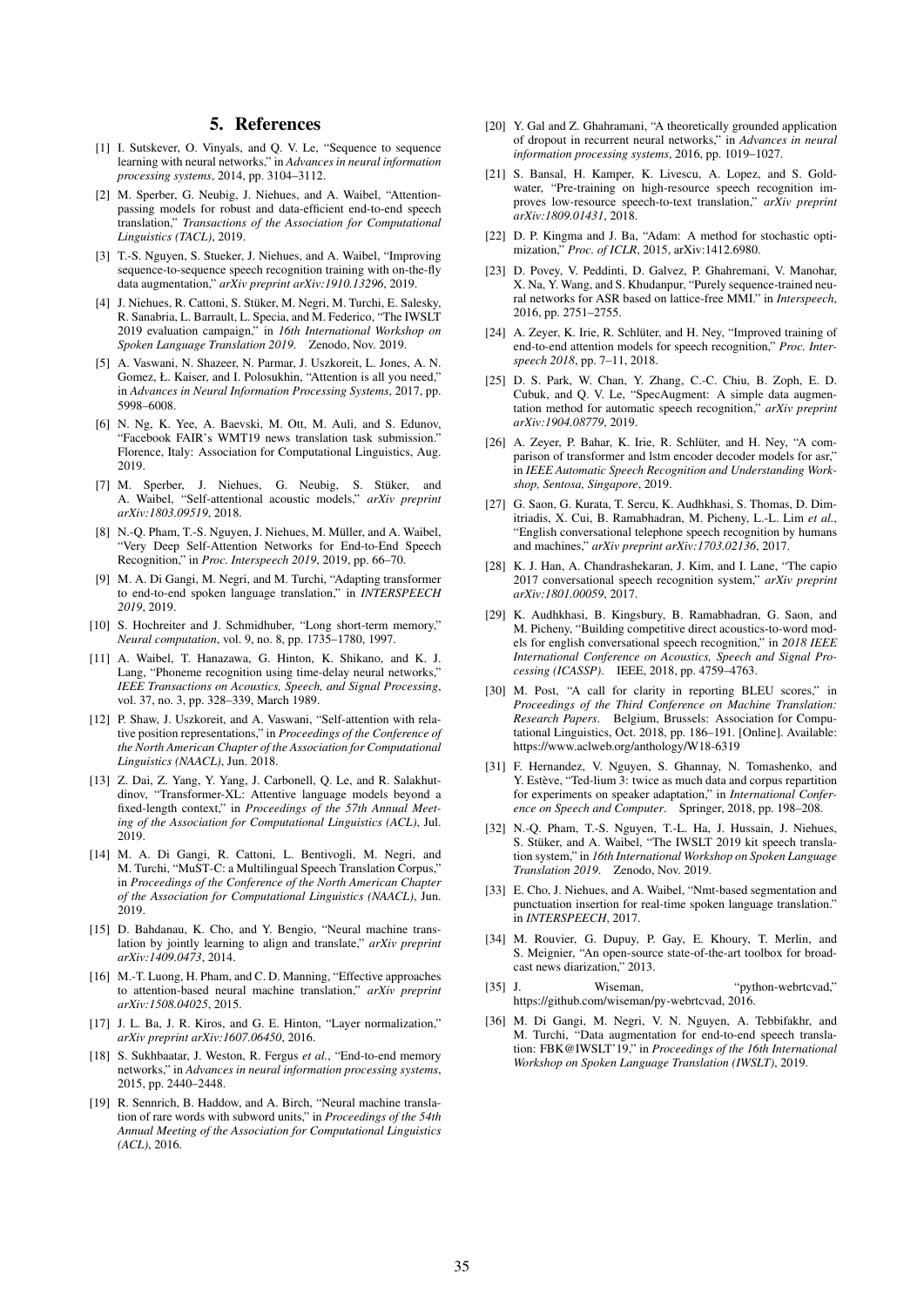## 5. References

[1] I. Sutskever, O. Vinyals, and Q. V. Le, "Sequence to sequence learning with neural networks," in *Advances in neural information processing systems*, 2014, pp. 3104–3112.

[2] M. Sperber, G. Neubig, J. Niehues, and A. Waibel, "Attention-passing models for robust and data-efficient end-to-end speech translation," *Transactions of the Association for Computational Linguistics (TACL)*, 2019.

[3] T.-S. Nguyen, S. Stueker, J. Niehues, and A. Waibel, "Improving sequence-to-sequence speech recognition training with on-the-fly data augmentation," *arXiv preprint arXiv:1910.13296*, 2019.

[4] J. Niehues, R. Cattoni, S. Stüker, M. Negri, M. Turchi, E. Salesky, R. Sanabria, L. Barrault, L. Specia, and M. Federico, "The IWSLT 2019 evaluation campaign," in *16th International Workshop on Spoken Language Translation 2019*. Zenodo, Nov. 2019.

[5] A. Vaswani, N. Shazeer, N. Parmar, J. Uszkoreit, L. Jones, A. N. Gomez, Ł. Kaiser, and I. Polosukhin, "Attention is all you need," in *Advances in Neural Information Processing Systems*, 2017, pp. 5998–6008.

[6] N. Ng, K. Yee, A. Baevski, M. Ott, M. Auli, and S. Edunov, "Facebook FAIR's WMT19 news translation task submission." Florence, Italy: Association for Computational Linguistics, Aug. 2019.

[7] M. Sperber, J. Niehues, G. Neubig, S. Stüker, and A. Waibel, "Self-attentional acoustic models," *arXiv preprint arXiv:1803.09519*, 2018.

[8] N.-Q. Pham, T.-S. Nguyen, J. Niehues, M. Müller, and A. Waibel, "Very Deep Self-Attention Networks for End-to-End Speech Recognition," in *Proc. Interspeech 2019*, 2019, pp. 66–70.

[9] M. A. Di Gangi, M. Negri, and M. Turchi, "Adapting transformer to end-to-end spoken language translation," in *INTERSPEECH 2019*, 2019.

[10] S. Hochreiter and J. Schmidhuber, "Long short-term memory," *Neural computation*, vol. 9, no. 8, pp. 1735–1780, 1997.

[11] A. Waibel, T. Hanazawa, G. Hinton, K. Shikano, and K. J. Lang, "Phoneme recognition using time-delay neural networks," *IEEE Transactions on Acoustics, Speech, and Signal Processing*, vol. 37, no. 3, pp. 328–339, March 1989.

[12] P. Shaw, J. Uszkoreit, and A. Vaswani, "Self-attention with relative position representations," in *Proceedings of the Conference of the North American Chapter of the Association for Computational Linguistics (NAACL)*, Jun. 2018.

[13] Z. Dai, Z. Yang, Y. Yang, J. Carbonell, Q. Le, and R. Salakhutdinov, "Transformer-XL: Attentive language models beyond a fixed-length context," in *Proceedings of the 57th Annual Meeting of the Association for Computational Linguistics (ACL)*, Jul. 2019.

[14] M. A. Di Gangi, R. Cattoni, L. Bentivogli, M. Negri, and M. Turchi, "MuST-C: a Multilingual Speech Translation Corpus," in *Proceedings of the Conference of the North American Chapter of the Association for Computational Linguistics (NAACL)*, Jun. 2019.

[15] D. Bahdanau, K. Cho, and Y. Bengio, "Neural machine translation by jointly learning to align and translate," *arXiv preprint arXiv:1409.0473*, 2014.

[16] M.-T. Luong, H. Pham, and C. D. Manning, "Effective approaches to attention-based neural machine translation," *arXiv preprint arXiv:1508.04025*, 2015.

[17] J. L. Ba, J. R. Kiros, and G. E. Hinton, "Layer normalization," *arXiv preprint arXiv:1607.06450*, 2016.

[18] S. Sukhbaatar, J. Weston, R. Fergus *et al.*, "End-to-end memory networks," in *Advances in neural information processing systems*, 2015, pp. 2440–2448.

[19] R. Sennrich, B. Haddow, and A. Birch, "Neural machine translation of rare words with subword units," in *Proceedings of the 54th Annual Meeting of the Association for Computational Linguistics (ACL)*, 2016.

[20] Y. Gal and Z. Ghahramani, "A theoretically grounded application of dropout in recurrent neural networks," in *Advances in neural information processing systems*, 2016, pp. 1019–1027.

[21] S. Bansal, H. Kamper, K. Livescu, A. Lopez, and S. Goldwater, "Pre-training on high-resource speech recognition improves low-resource speech-to-text translation," *arXiv preprint arXiv:1809.01431*, 2018.

[22] D. P. Kingma and J. Ba, "Adam: A method for stochastic optimization," *Proc. of ICLR*, 2015, arXiv:1412.6980.

[23] D. Povey, V. Peddinti, D. Galvez, P. Ghahremani, V. Manohar, X. Na, Y. Wang, and S. Khudanpur, "Purely sequence-trained neural networks for ASR based on lattice-free MMI." in *Interspeech*, 2016, pp. 2751–2755.

[24] A. Zeyer, K. Irie, R. Schlüter, and H. Ney, "Improved training of end-to-end attention models for speech recognition," *Proc. Interspeech 2018*, pp. 7–11, 2018.

[25] D. S. Park, W. Chan, Y. Zhang, C.-C. Chiu, B. Zoph, E. D. Cubuk, and Q. V. Le, "SpecAugment: A simple data augmentation method for automatic speech recognition," *arXiv preprint arXiv:1904.08779*, 2019.

[26] A. Zeyer, P. Bahar, K. Irie, R. Schlüter, and H. Ney, "A comparison of transformer and lstm encoder decoder models for asr," in *IEEE Automatic Speech Recognition and Understanding Workshop, Sentosa, Singapore*, 2019.

[27] G. Saon, G. Kurata, T. Sercu, K. Audhkhasi, S. Thomas, D. Dimitriadis, X. Cui, B. Ramabhadran, M. Picheny, L.-L. Lim *et al.*, "English conversational telephone speech recognition by humans and machines," *arXiv preprint arXiv:1703.02136*, 2017.

[28] K. J. Han, A. Chandrashekaran, J. Kim, and I. Lane, "The capio 2017 conversational speech recognition system," *arXiv preprint arXiv:1801.00059*, 2017.

[29] K. Audhkhasi, B. Kingsbury, B. Ramabhadran, G. Saon, and M. Picheny, "Building competitive direct acoustics-to-word models for english conversational speech recognition," in *2018 IEEE International Conference on Acoustics, Speech and Signal Processing (ICASSP)*. IEEE, 2018, pp. 4759–4763.

[30] M. Post, "A call for clarity in reporting BLEU scores," in *Proceedings of the Third Conference on Machine Translation: Research Papers*. Belgium, Brussels: Association for Computational Linguistics, Oct. 2018, pp. 186–191. [Online]. Available: https://www.aclweb.org/anthology/W18-6319

[31] F. Hernandez, V. Nguyen, S. Ghannay, N. Tomashenko, and Y. Estève, "Ted-lium 3: twice as much data and corpus repartition for experiments on speaker adaptation," in *International Conference on Speech and Computer*. Springer, 2018, pp. 198–208.

[32] N.-Q. Pham, T.-S. Nguyen, T.-L. Ha, J. Hussain, J. Niehues, S. Stüker, and A. Waibel, "The IWSLT 2019 kit speech translation system," in *16th International Workshop on Spoken Language Translation 2019*. Zenodo, Nov. 2019.

[33] E. Cho, J. Niehues, and A. Waibel, "Nmt-based segmentation and punctuation insertion for real-time spoken language translation." in *INTERSPEECH*, 2017.

[34] M. Rouvier, G. Dupuy, P. Gay, E. Khoury, T. Merlin, and S. Meignier, "An open-source state-of-the-art toolbox for broadcast news diarization," 2013.

[35] J. Wiseman, "python-webrtcvad," https://github.com/wiseman/py-webrtcvad, 2016.

[36] M. Di Gangi, M. Negri, V. N. Nguyen, A. Tebbifakhr, and M. Turchi, "Data augmentation for end-to-end speech translation: FBK@IWSLT'19," in *Proceedings of the 16th International Workshop on Spoken Language Translation (IWSLT)*, 2019.